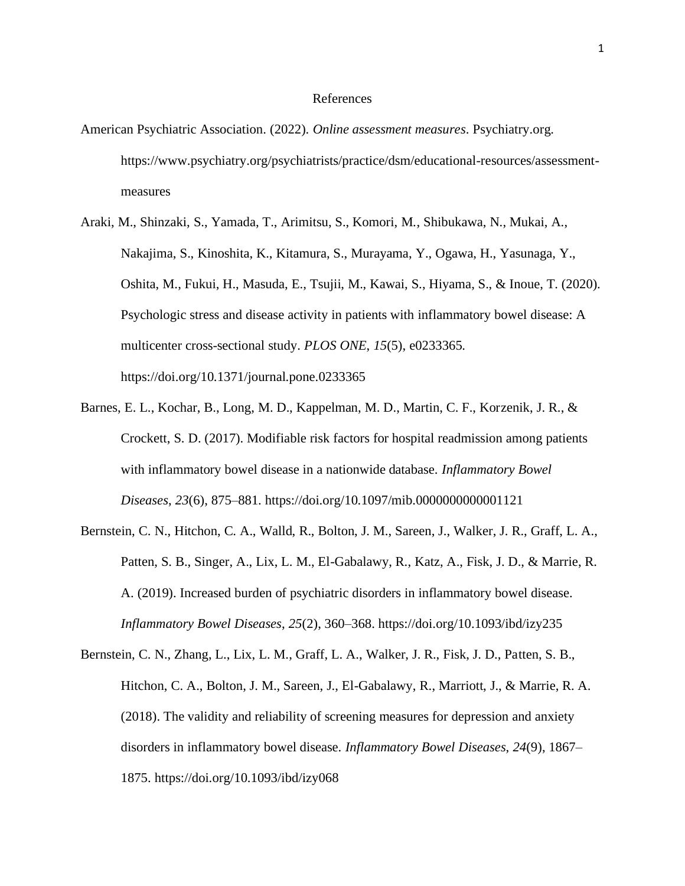# References

American Psychiatric Association. (2022). *Online assessment measures*. Psychiatry.org. https://www.psychiatry.org/psychiatrists/practice/dsm/educational-resources/assessment-measures

Araki, M., Shinzaki, S., Yamada, T., Arimitsu, S., Komori, M., Shibukawa, N., Mukai, A., Nakajima, S., Kinoshita, K., Kitamura, S., Murayama, Y., Ogawa, H., Yasunaga, Y., Oshita, M., Fukui, H., Masuda, E., Tsujii, M., Kawai, S., Hiyama, S., & Inoue, T. (2020). Psychologic stress and disease activity in patients with inflammatory bowel disease: A multicenter cross-sectional study. *PLOS ONE*, *15*(5), e0233365. https://doi.org/10.1371/journal.pone.0233365

Barnes, E. L., Kochar, B., Long, M. D., Kappelman, M. D., Martin, C. F., Korzenik, J. R., & Crockett, S. D. (2017). Modifiable risk factors for hospital readmission among patients with inflammatory bowel disease in a nationwide database. *Inflammatory Bowel Diseases*, *23*(6), 875–881. https://doi.org/10.1097/mib.0000000000001121

Bernstein, C. N., Hitchon, C. A., Walld, R., Bolton, J. M., Sareen, J., Walker, J. R., Graff, L. A., Patten, S. B., Singer, A., Lix, L. M., El-Gabalawy, R., Katz, A., Fisk, J. D., & Marrie, R. A. (2019). Increased burden of psychiatric disorders in inflammatory bowel disease. *Inflammatory Bowel Diseases*, *25*(2), 360–368. https://doi.org/10.1093/ibd/izy235

Bernstein, C. N., Zhang, L., Lix, L. M., Graff, L. A., Walker, J. R., Fisk, J. D., Patten, S. B., Hitchon, C. A., Bolton, J. M., Sareen, J., El-Gabalawy, R., Marriott, J., & Marrie, R. A. (2018). The validity and reliability of screening measures for depression and anxiety disorders in inflammatory bowel disease. *Inflammatory Bowel Diseases*, *24*(9), 1867–1875. https://doi.org/10.1093/ibd/izy068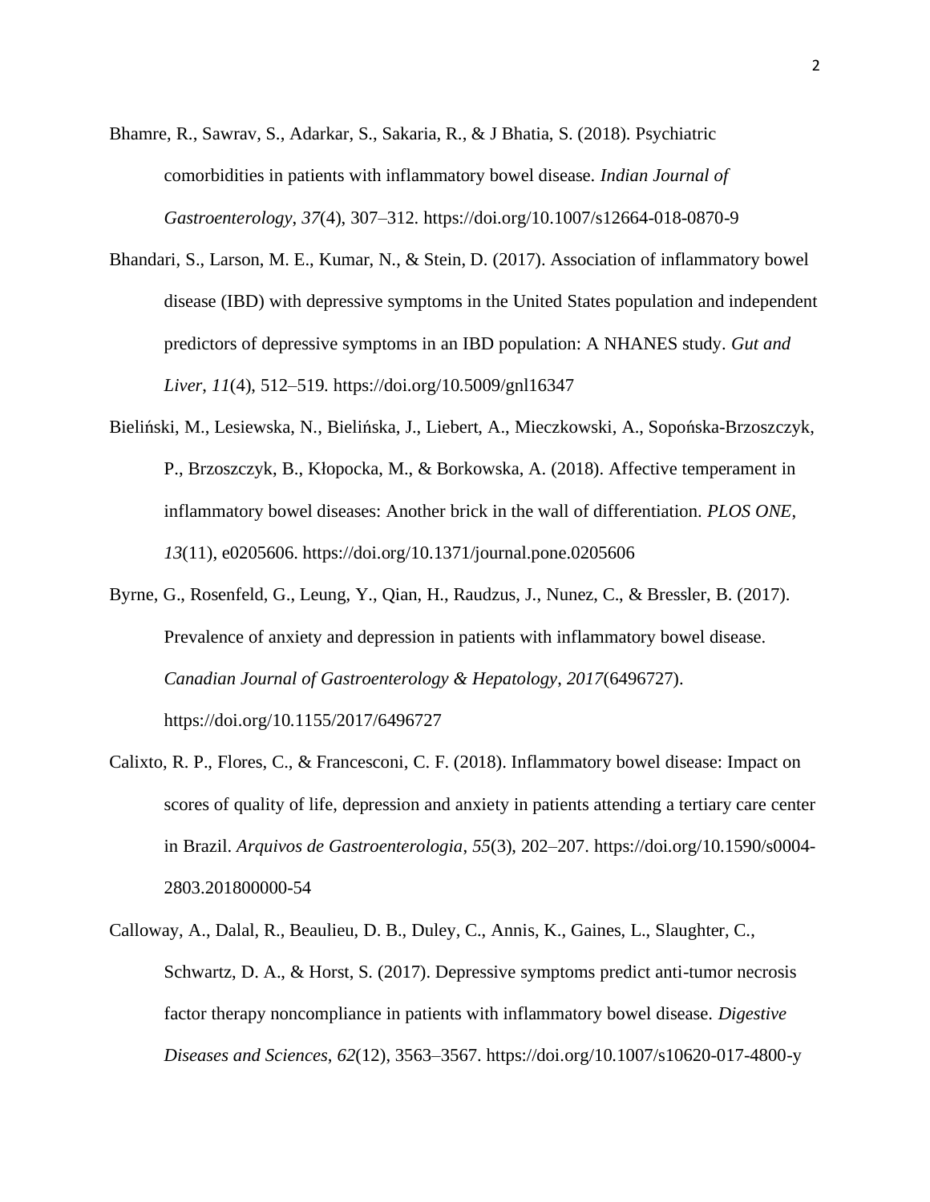Bhamre, R., Sawrav, S., Adarkar, S., Sakaria, R., & J Bhatia, S. (2018). Psychiatric comorbidities in patients with inflammatory bowel disease. *Indian Journal of Gastroenterology*, *37*(4), 307–312. https://doi.org/10.1007/s12664-018-0870-9

Bhandari, S., Larson, M. E., Kumar, N., & Stein, D. (2017). Association of inflammatory bowel disease (IBD) with depressive symptoms in the United States population and independent predictors of depressive symptoms in an IBD population: A NHANES study. *Gut and Liver*, *11*(4), 512–519. https://doi.org/10.5009/gnl16347

Bieliński, M., Lesiewska, N., Bielińska, J., Liebert, A., Mieczkowski, A., Sopońska-Brzoszczyk, P., Brzoszczyk, B., Kłopocka, M., & Borkowska, A. (2018). Affective temperament in inflammatory bowel diseases: Another brick in the wall of differentiation. *PLOS ONE*, *13*(11), e0205606. https://doi.org/10.1371/journal.pone.0205606

Byrne, G., Rosenfeld, G., Leung, Y., Qian, H., Raudzus, J., Nunez, C., & Bressler, B. (2017). Prevalence of anxiety and depression in patients with inflammatory bowel disease. *Canadian Journal of Gastroenterology & Hepatology*, *2017*(6496727). https://doi.org/10.1155/2017/6496727

Calixto, R. P., Flores, C., & Francesconi, C. F. (2018). Inflammatory bowel disease: Impact on scores of quality of life, depression and anxiety in patients attending a tertiary care center in Brazil. *Arquivos de Gastroenterologia*, *55*(3), 202–207. https://doi.org/10.1590/s0004-2803.201800000-54

Calloway, A., Dalal, R., Beaulieu, D. B., Duley, C., Annis, K., Gaines, L., Slaughter, C., Schwartz, D. A., & Horst, S. (2017). Depressive symptoms predict anti-tumor necrosis factor therapy noncompliance in patients with inflammatory bowel disease. *Digestive Diseases and Sciences*, *62*(12), 3563–3567. https://doi.org/10.1007/s10620-017-4800-y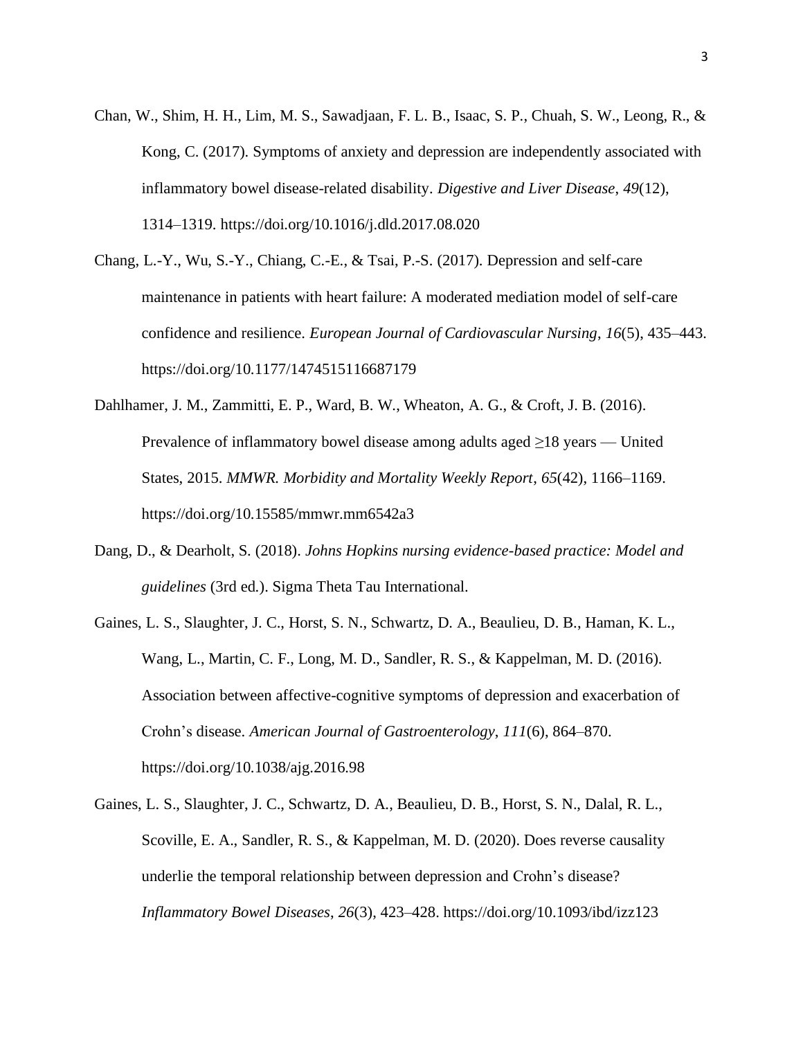Chan, W., Shim, H. H., Lim, M. S., Sawadjaan, F. L. B., Isaac, S. P., Chuah, S. W., Leong, R., & Kong, C. (2017). Symptoms of anxiety and depression are independently associated with inflammatory bowel disease-related disability. *Digestive and Liver Disease*, *49*(12), 1314–1319. https://doi.org/10.1016/j.dld.2017.08.020

Chang, L.-Y., Wu, S.-Y., Chiang, C.-E., & Tsai, P.-S. (2017). Depression and self-care maintenance in patients with heart failure: A moderated mediation model of self-care confidence and resilience. *European Journal of Cardiovascular Nursing*, *16*(5), 435–443. https://doi.org/10.1177/1474515116687179

Dahlhamer, J. M., Zammitti, E. P., Ward, B. W., Wheaton, A. G., & Croft, J. B. (2016). Prevalence of inflammatory bowel disease among adults aged ≥18 years — United States, 2015. *MMWR. Morbidity and Mortality Weekly Report*, *65*(42), 1166–1169. https://doi.org/10.15585/mmwr.mm6542a3

Dang, D., & Dearholt, S. (2018). *Johns Hopkins nursing evidence-based practice: Model and guidelines* (3rd ed.). Sigma Theta Tau International.

Gaines, L. S., Slaughter, J. C., Horst, S. N., Schwartz, D. A., Beaulieu, D. B., Haman, K. L., Wang, L., Martin, C. F., Long, M. D., Sandler, R. S., & Kappelman, M. D. (2016). Association between affective-cognitive symptoms of depression and exacerbation of Crohn's disease. *American Journal of Gastroenterology*, *111*(6), 864–870. https://doi.org/10.1038/ajg.2016.98

Gaines, L. S., Slaughter, J. C., Schwartz, D. A., Beaulieu, D. B., Horst, S. N., Dalal, R. L., Scoville, E. A., Sandler, R. S., & Kappelman, M. D. (2020). Does reverse causality underlie the temporal relationship between depression and Crohn's disease? *Inflammatory Bowel Diseases*, *26*(3), 423–428. https://doi.org/10.1093/ibd/izz123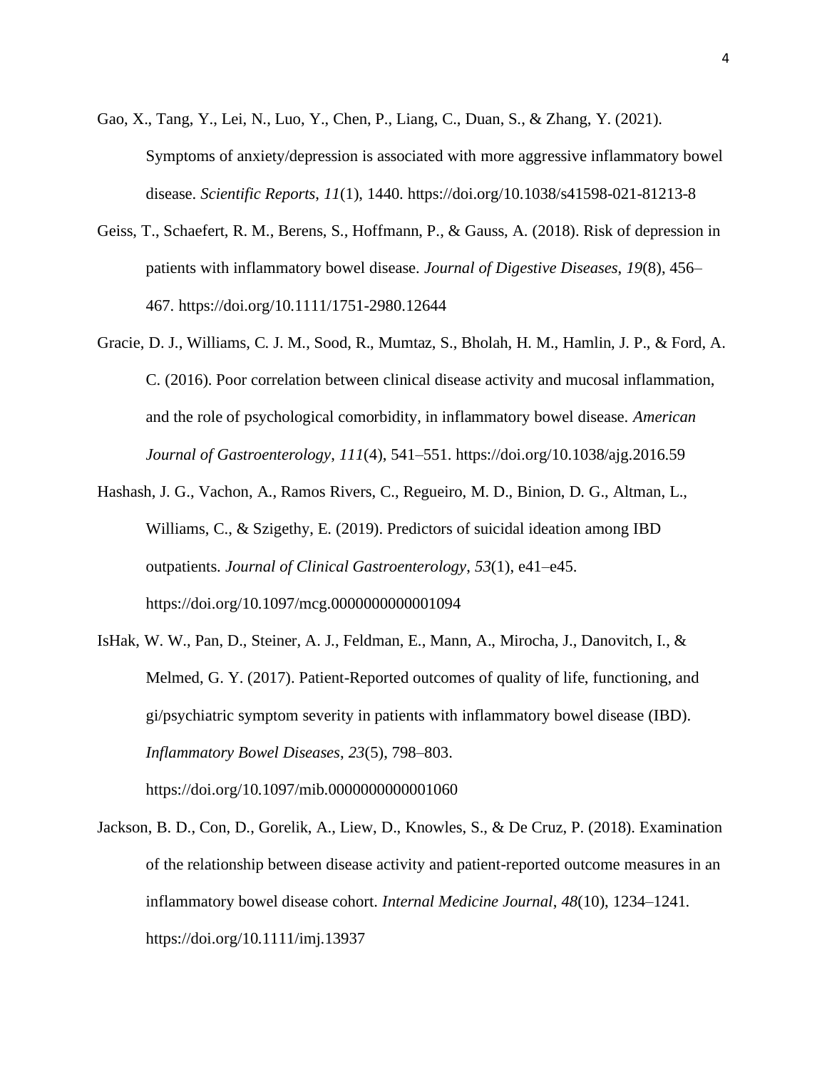Gao, X., Tang, Y., Lei, N., Luo, Y., Chen, P., Liang, C., Duan, S., & Zhang, Y. (2021). Symptoms of anxiety/depression is associated with more aggressive inflammatory bowel disease. *Scientific Reports*, *11*(1), 1440. https://doi.org/10.1038/s41598-021-81213-8

Geiss, T., Schaefert, R. M., Berens, S., Hoffmann, P., & Gauss, A. (2018). Risk of depression in patients with inflammatory bowel disease. *Journal of Digestive Diseases*, *19*(8), 456–467. https://doi.org/10.1111/1751-2980.12644

Gracie, D. J., Williams, C. J. M., Sood, R., Mumtaz, S., Bholah, H. M., Hamlin, J. P., & Ford, A. C. (2016). Poor correlation between clinical disease activity and mucosal inflammation, and the role of psychological comorbidity, in inflammatory bowel disease. *American Journal of Gastroenterology*, *111*(4), 541–551. https://doi.org/10.1038/ajg.2016.59

Hashash, J. G., Vachon, A., Ramos Rivers, C., Regueiro, M. D., Binion, D. G., Altman, L., Williams, C., & Szigethy, E. (2019). Predictors of suicidal ideation among IBD outpatients. *Journal of Clinical Gastroenterology*, *53*(1), e41–e45. https://doi.org/10.1097/mcg.0000000000001094

IsHak, W. W., Pan, D., Steiner, A. J., Feldman, E., Mann, A., Mirocha, J., Danovitch, I., & Melmed, G. Y. (2017). Patient-Reported outcomes of quality of life, functioning, and gi/psychiatric symptom severity in patients with inflammatory bowel disease (IBD). *Inflammatory Bowel Diseases*, *23*(5), 798–803. https://doi.org/10.1097/mib.0000000000001060

Jackson, B. D., Con, D., Gorelik, A., Liew, D., Knowles, S., & De Cruz, P. (2018). Examination of the relationship between disease activity and patient-reported outcome measures in an inflammatory bowel disease cohort. *Internal Medicine Journal*, *48*(10), 1234–1241. https://doi.org/10.1111/imj.13937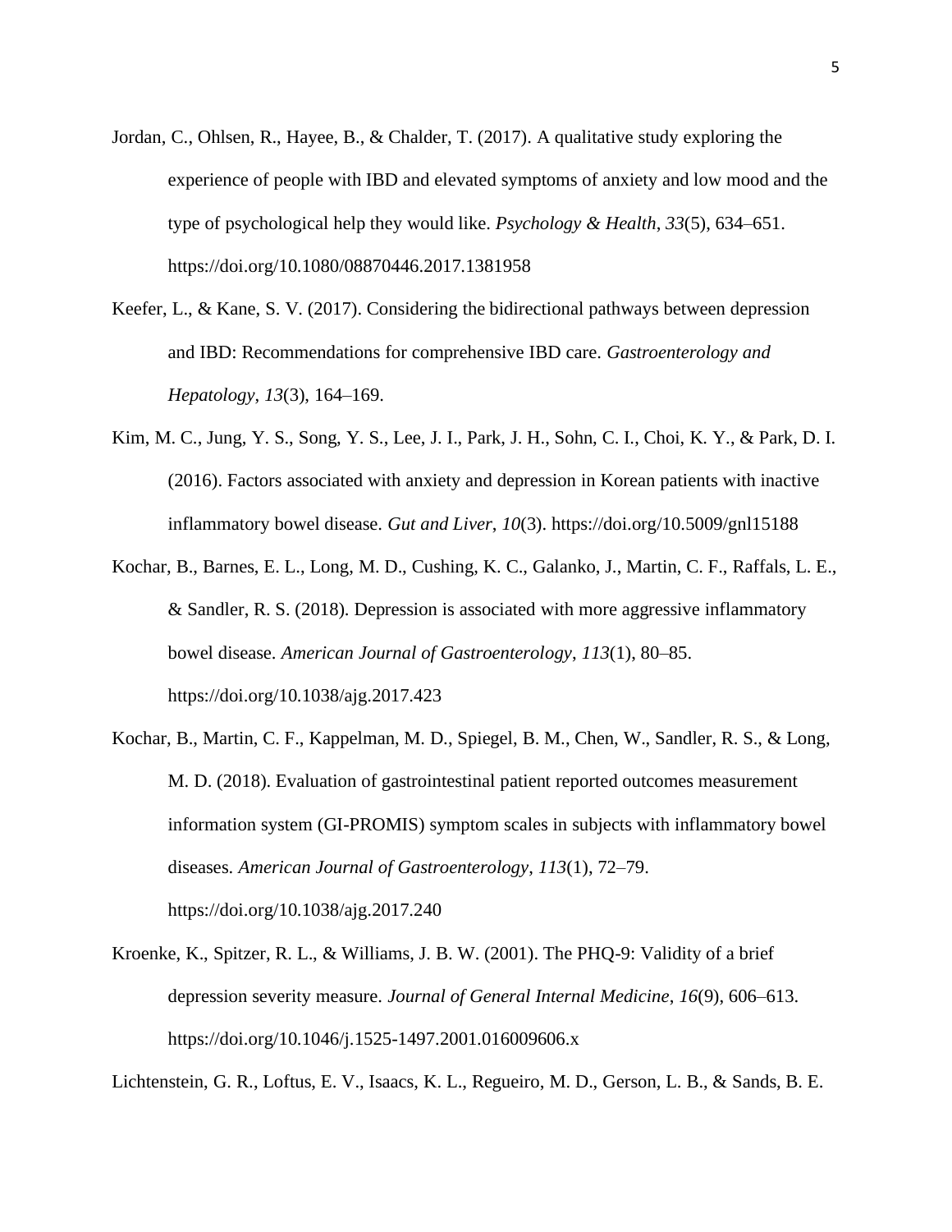Jordan, C., Ohlsen, R., Hayee, B., & Chalder, T. (2017). A qualitative study exploring the experience of people with IBD and elevated symptoms of anxiety and low mood and the type of psychological help they would like. *Psychology & Health*, *33*(5), 634–651. https://doi.org/10.1080/08870446.2017.1381958

Keefer, L., & Kane, S. V. (2017). Considering the bidirectional pathways between depression and IBD: Recommendations for comprehensive IBD care. *Gastroenterology and Hepatology*, *13*(3), 164–169.

Kim, M. C., Jung, Y. S., Song, Y. S., Lee, J. I., Park, J. H., Sohn, C. I., Choi, K. Y., & Park, D. I. (2016). Factors associated with anxiety and depression in Korean patients with inactive inflammatory bowel disease. *Gut and Liver*, *10*(3). https://doi.org/10.5009/gnl15188

Kochar, B., Barnes, E. L., Long, M. D., Cushing, K. C., Galanko, J., Martin, C. F., Raffals, L. E., & Sandler, R. S. (2018). Depression is associated with more aggressive inflammatory bowel disease. *American Journal of Gastroenterology*, *113*(1), 80–85. https://doi.org/10.1038/ajg.2017.423

Kochar, B., Martin, C. F., Kappelman, M. D., Spiegel, B. M., Chen, W., Sandler, R. S., & Long, M. D. (2018). Evaluation of gastrointestinal patient reported outcomes measurement information system (GI-PROMIS) symptom scales in subjects with inflammatory bowel diseases. *American Journal of Gastroenterology*, *113*(1), 72–79. https://doi.org/10.1038/ajg.2017.240

Kroenke, K., Spitzer, R. L., & Williams, J. B. W. (2001). The PHQ-9: Validity of a brief depression severity measure. *Journal of General Internal Medicine*, *16*(9), 606–613. https://doi.org/10.1046/j.1525-1497.2001.016009606.x

Lichtenstein, G. R., Loftus, E. V., Isaacs, K. L., Regueiro, M. D., Gerson, L. B., & Sands, B. E.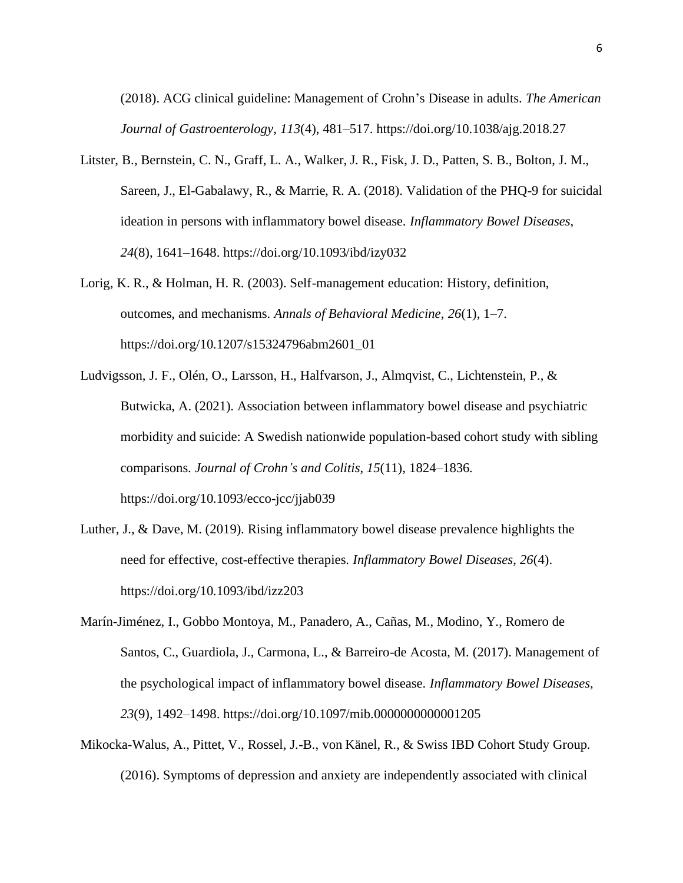(2018). ACG clinical guideline: Management of Crohn’s Disease in adults. *The American Journal of Gastroenterology*, *113*(4), 481–517. https://doi.org/10.1038/ajg.2018.27

Litster, B., Bernstein, C. N., Graff, L. A., Walker, J. R., Fisk, J. D., Patten, S. B., Bolton, J. M., Sareen, J., El-Gabalawy, R., & Marrie, R. A. (2018). Validation of the PHQ-9 for suicidal ideation in persons with inflammatory bowel disease. *Inflammatory Bowel Diseases*, *24*(8), 1641–1648. https://doi.org/10.1093/ibd/izy032

Lorig, K. R., & Holman, H. R. (2003). Self-management education: History, definition, outcomes, and mechanisms. *Annals of Behavioral Medicine*, *26*(1), 1–7. https://doi.org/10.1207/s15324796abm2601_01

Ludvigsson, J. F., Olén, O., Larsson, H., Halfvarson, J., Almqvist, C., Lichtenstein, P., & Butwicka, A. (2021). Association between inflammatory bowel disease and psychiatric morbidity and suicide: A Swedish nationwide population-based cohort study with sibling comparisons. *Journal of Crohn’s and Colitis*, *15*(11), 1824–1836. https://doi.org/10.1093/ecco-jcc/jjab039

Luther, J., & Dave, M. (2019). Rising inflammatory bowel disease prevalence highlights the need for effective, cost-effective therapies. *Inflammatory Bowel Diseases*, *26*(4). https://doi.org/10.1093/ibd/izz203

Marín-Jiménez, I., Gobbo Montoya, M., Panadero, A., Cañas, M., Modino, Y., Romero de Santos, C., Guardiola, J., Carmona, L., & Barreiro-de Acosta, M. (2017). Management of the psychological impact of inflammatory bowel disease. *Inflammatory Bowel Diseases*, *23*(9), 1492–1498. https://doi.org/10.1097/mib.0000000000001205

Mikocka-Walus, A., Pittet, V., Rossel, J.-B., von Känel, R., & Swiss IBD Cohort Study Group. (2016). Symptoms of depression and anxiety are independently associated with clinical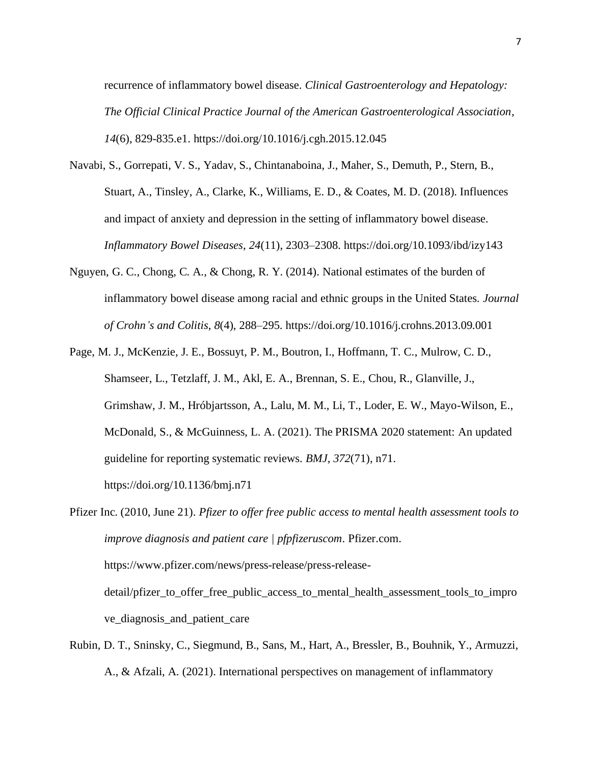recurrence of inflammatory bowel disease. *Clinical Gastroenterology and Hepatology: The Official Clinical Practice Journal of the American Gastroenterological Association*, *14*(6), 829-835.e1. https://doi.org/10.1016/j.cgh.2015.12.045

Navabi, S., Gorrepati, V. S., Yadav, S., Chintanaboina, J., Maher, S., Demuth, P., Stern, B., Stuart, A., Tinsley, A., Clarke, K., Williams, E. D., & Coates, M. D. (2018). Influences and impact of anxiety and depression in the setting of inflammatory bowel disease. *Inflammatory Bowel Diseases*, *24*(11), 2303–2308. https://doi.org/10.1093/ibd/izy143

Nguyen, G. C., Chong, C. A., & Chong, R. Y. (2014). National estimates of the burden of inflammatory bowel disease among racial and ethnic groups in the United States. *Journal of Crohn's and Colitis*, *8*(4), 288–295. https://doi.org/10.1016/j.crohns.2013.09.001

Page, M. J., McKenzie, J. E., Bossuyt, P. M., Boutron, I., Hoffmann, T. C., Mulrow, C. D., Shamseer, L., Tetzlaff, J. M., Akl, E. A., Brennan, S. E., Chou, R., Glanville, J., Grimshaw, J. M., Hróbjartsson, A., Lalu, M. M., Li, T., Loder, E. W., Mayo-Wilson, E., McDonald, S., & McGuinness, L. A. (2021). The PRISMA 2020 statement: An updated guideline for reporting systematic reviews. *BMJ*, *372*(71), n71. https://doi.org/10.1136/bmj.n71

Pfizer Inc. (2010, June 21). *Pfizer to offer free public access to mental health assessment tools to improve diagnosis and patient care | pfpfizeruscom*. Pfizer.com. https://www.pfizer.com/news/press-release/press-release-detail/pfizer_to_offer_free_public_access_to_mental_health_assessment_tools_to_improve_diagnosis_and_patient_care

Rubin, D. T., Sninsky, C., Siegmund, B., Sans, M., Hart, A., Bressler, B., Bouhnik, Y., Armuzzi, A., & Afzali, A. (2021). International perspectives on management of inflammatory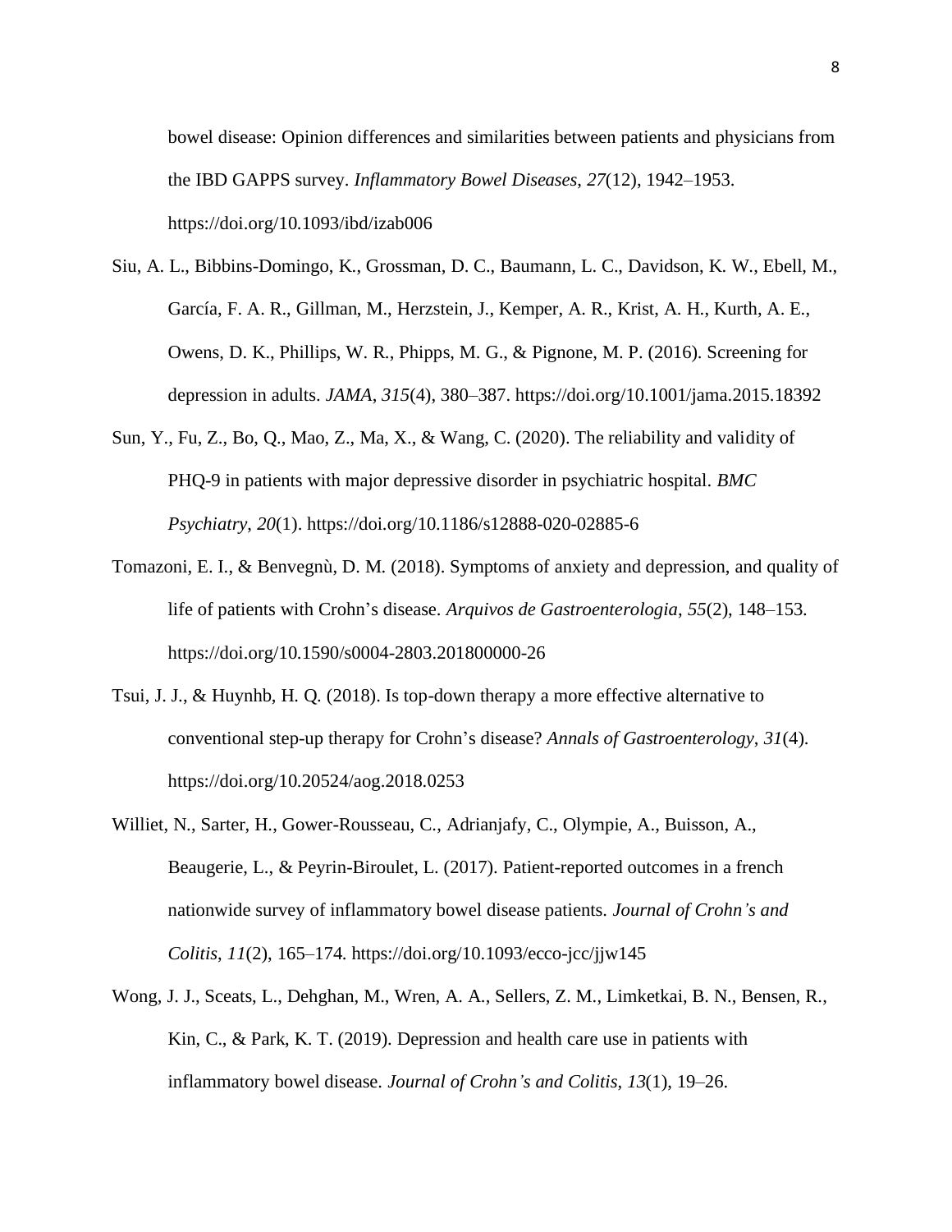bowel disease: Opinion differences and similarities between patients and physicians from the IBD GAPPS survey. *Inflammatory Bowel Diseases*, *27*(12), 1942–1953. https://doi.org/10.1093/ibd/izab006

Siu, A. L., Bibbins-Domingo, K., Grossman, D. C., Baumann, L. C., Davidson, K. W., Ebell, M., García, F. A. R., Gillman, M., Herzstein, J., Kemper, A. R., Krist, A. H., Kurth, A. E., Owens, D. K., Phillips, W. R., Phipps, M. G., & Pignone, M. P. (2016). Screening for depression in adults. *JAMA*, *315*(4), 380–387. https://doi.org/10.1001/jama.2015.18392

Sun, Y., Fu, Z., Bo, Q., Mao, Z., Ma, X., & Wang, C. (2020). The reliability and validity of PHQ-9 in patients with major depressive disorder in psychiatric hospital. *BMC Psychiatry*, *20*(1). https://doi.org/10.1186/s12888-020-02885-6

Tomazoni, E. I., & Benvegnù, D. M. (2018). Symptoms of anxiety and depression, and quality of life of patients with Crohn's disease. *Arquivos de Gastroenterologia*, *55*(2), 148–153. https://doi.org/10.1590/s0004-2803.201800000-26

Tsui, J. J., & Huynhb, H. Q. (2018). Is top-down therapy a more effective alternative to conventional step-up therapy for Crohn's disease? *Annals of Gastroenterology*, *31*(4). https://doi.org/10.20524/aog.2018.0253

Williet, N., Sarter, H., Gower-Rousseau, C., Adrianjafy, C., Olympie, A., Buisson, A., Beaugerie, L., & Peyrin-Biroulet, L. (2017). Patient-reported outcomes in a french nationwide survey of inflammatory bowel disease patients. *Journal of Crohn's and Colitis*, *11*(2), 165–174. https://doi.org/10.1093/ecco-jcc/jjw145

Wong, J. J., Sceats, L., Dehghan, M., Wren, A. A., Sellers, Z. M., Limketkai, B. N., Bensen, R., Kin, C., & Park, K. T. (2019). Depression and health care use in patients with inflammatory bowel disease. *Journal of Crohn's and Colitis*, *13*(1), 19–26.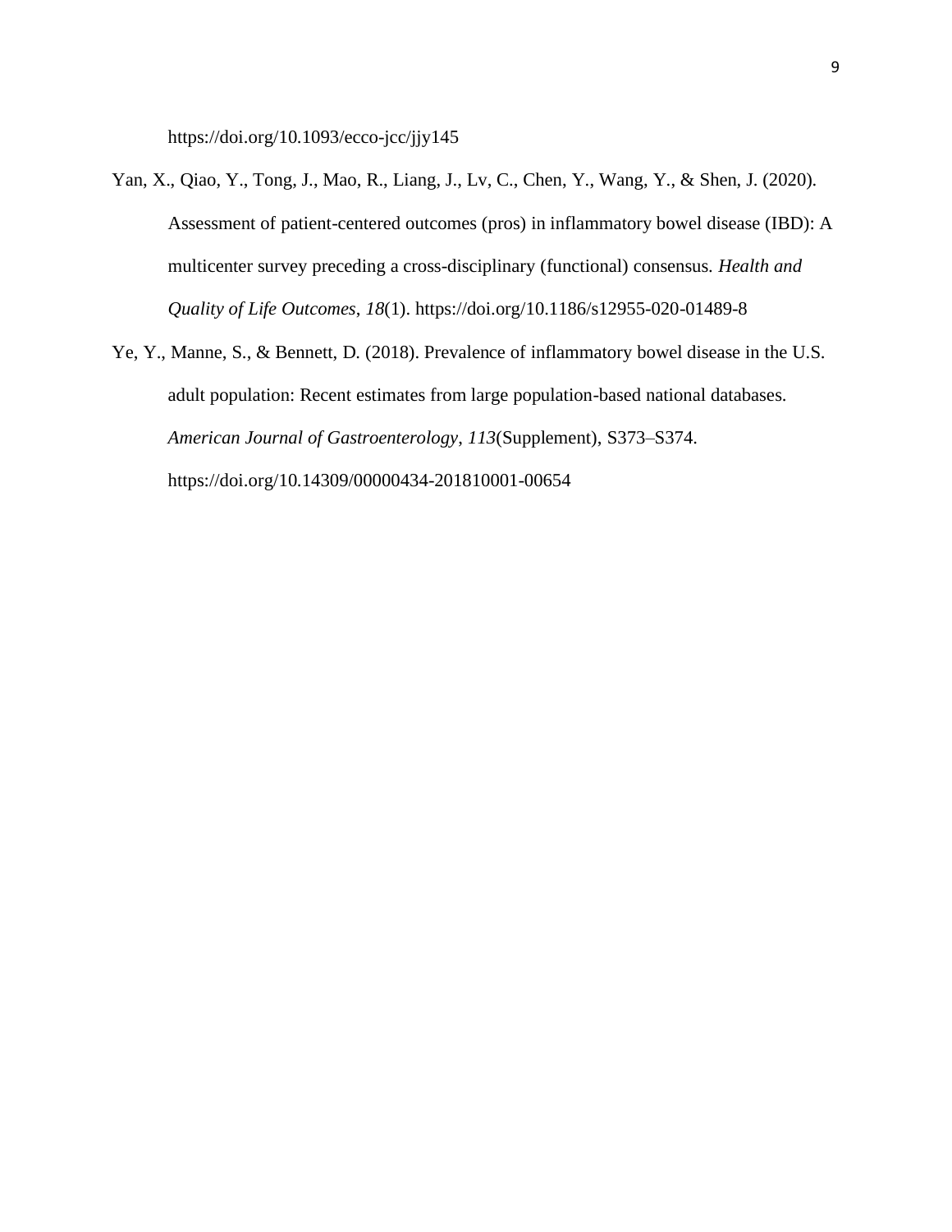https://doi.org/10.1093/ecco-jcc/jjy145

Yan, X., Qiao, Y., Tong, J., Mao, R., Liang, J., Lv, C., Chen, Y., Wang, Y., & Shen, J. (2020). Assessment of patient-centered outcomes (pros) in inflammatory bowel disease (IBD): A multicenter survey preceding a cross-disciplinary (functional) consensus. *Health and Quality of Life Outcomes*, *18*(1). https://doi.org/10.1186/s12955-020-01489-8

Ye, Y., Manne, S., & Bennett, D. (2018). Prevalence of inflammatory bowel disease in the U.S. adult population: Recent estimates from large population-based national databases. *American Journal of Gastroenterology*, *113*(Supplement), S373–S374. https://doi.org/10.14309/00000434-201810001-00654